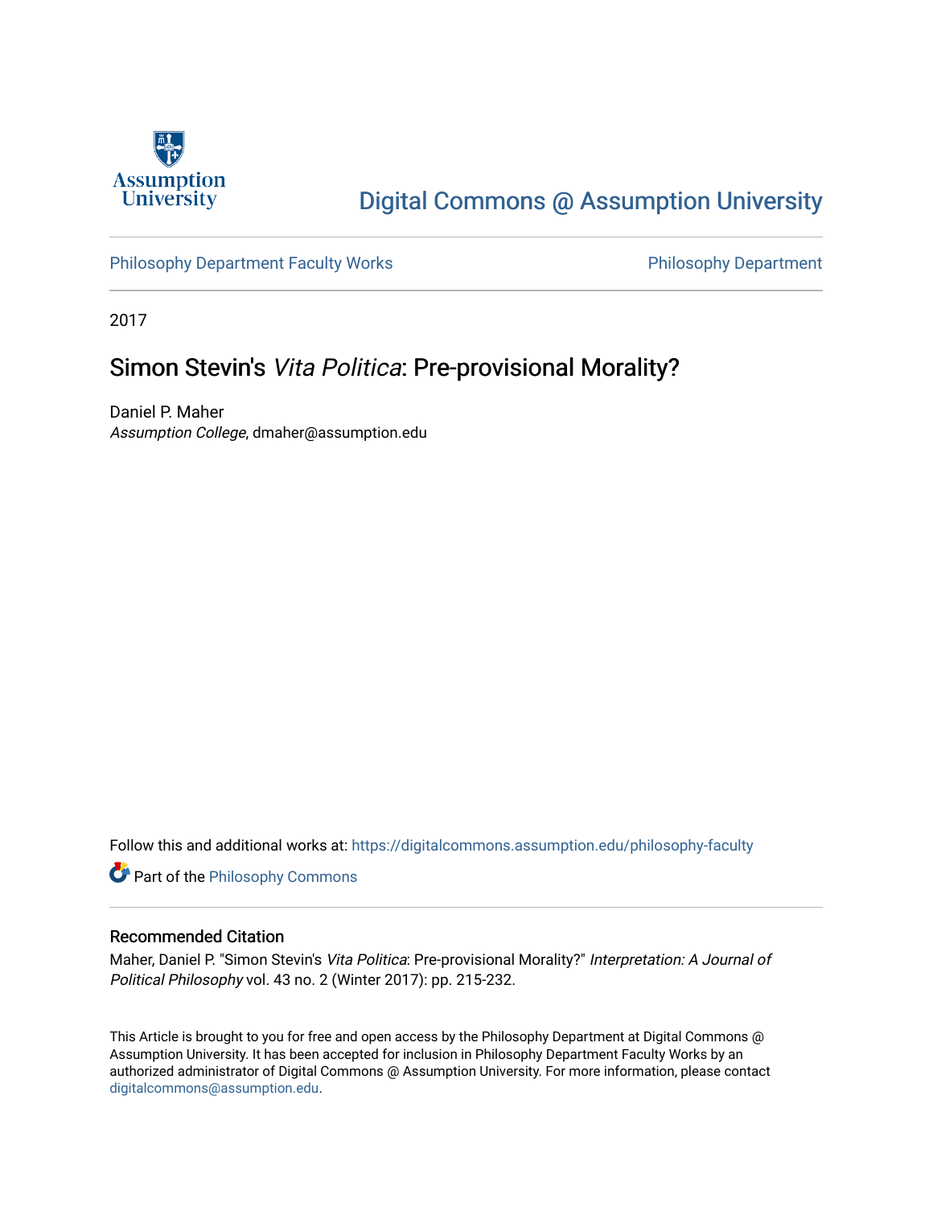Assumption University

# Digital Commons @ Assumption University

Philosophy Department Faculty Works

Philosophy Department

2017

## Simon Stevin's *Vita Politica*: Pre-provisional Morality?

Daniel P. Maher
*Assumption College*, dmaher@assumption.edu

Follow this and additional works at: https://digitalcommons.assumption.edu/philosophy-faculty

Part of the Philosophy Commons

### Recommended Citation

Maher, Daniel P. "Simon Stevin's *Vita Politica*: Pre-provisional Morality?" *Interpretation: A Journal of Political Philosophy* vol. 43 no. 2 (Winter 2017): pp. 215-232.

This Article is brought to you for free and open access by the Philosophy Department at Digital Commons @ Assumption University. It has been accepted for inclusion in Philosophy Department Faculty Works by an authorized administrator of Digital Commons @ Assumption University. For more information, please contact digitalcommons@assumption.edu.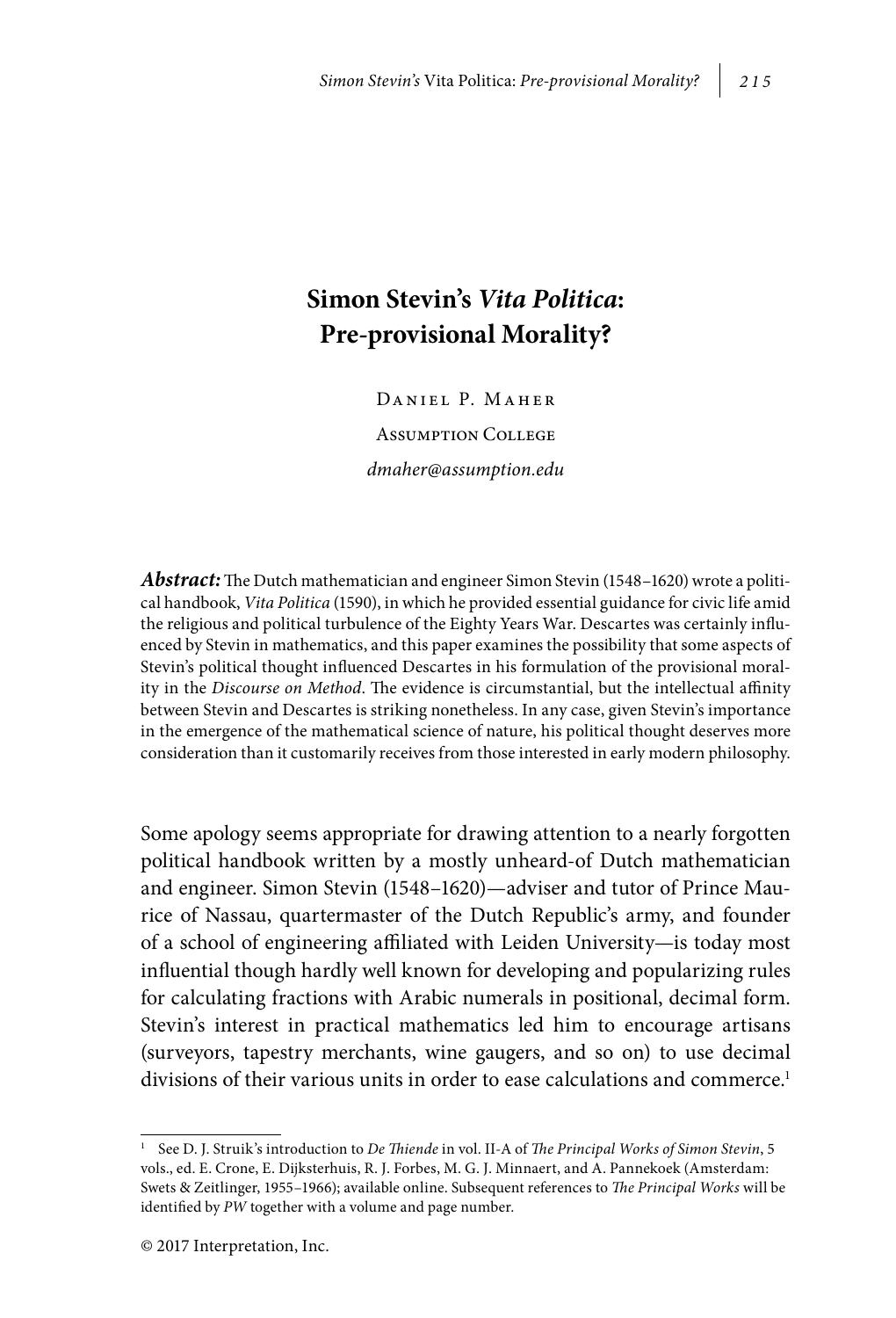# Simon Stevin's *Vita Politica*: Pre-provisional Morality?

Daniel P. Maher

Assumption College

*dmaher@assumption.edu*

***Abstract:*** The Dutch mathematician and engineer Simon Stevin (1548–1620) wrote a political handbook, *Vita Politica* (1590), in which he provided essential guidance for civic life amid the religious and political turbulence of the Eighty Years War. Descartes was certainly influenced by Stevin in mathematics, and this paper examines the possibility that some aspects of Stevin's political thought influenced Descartes in his formulation of the provisional morality in the *Discourse on Method*. The evidence is circumstantial, but the intellectual affinity between Stevin and Descartes is striking nonetheless. In any case, given Stevin's importance in the emergence of the mathematical science of nature, his political thought deserves more consideration than it customarily receives from those interested in early modern philosophy.

Some apology seems appropriate for drawing attention to a nearly forgotten political handbook written by a mostly unheard-of Dutch mathematician and engineer. Simon Stevin (1548–1620)—adviser and tutor of Prince Maurice of Nassau, quartermaster of the Dutch Republic's army, and founder of a school of engineering affiliated with Leiden University—is today most influential though hardly well known for developing and popularizing rules for calculating fractions with Arabic numerals in positional, decimal form. Stevin's interest in practical mathematics led him to encourage artisans (surveyors, tapestry merchants, wine gaugers, and so on) to use decimal divisions of their various units in order to ease calculations and commerce.[1]

[1] See D. J. Struik's introduction to *De Thiende* in vol. II-A of *The Principal Works of Simon Stevin*, 5 vols., ed. E. Crone, E. Dijksterhuis, R. J. Forbes, M. G. J. Minnaert, and A. Pannekoek (Amsterdam: Swets & Zeitlinger, 1955–1966); available online. Subsequent references to *The Principal Works* will be identified by *PW* together with a volume and page number.

© 2017 Interpretation, Inc.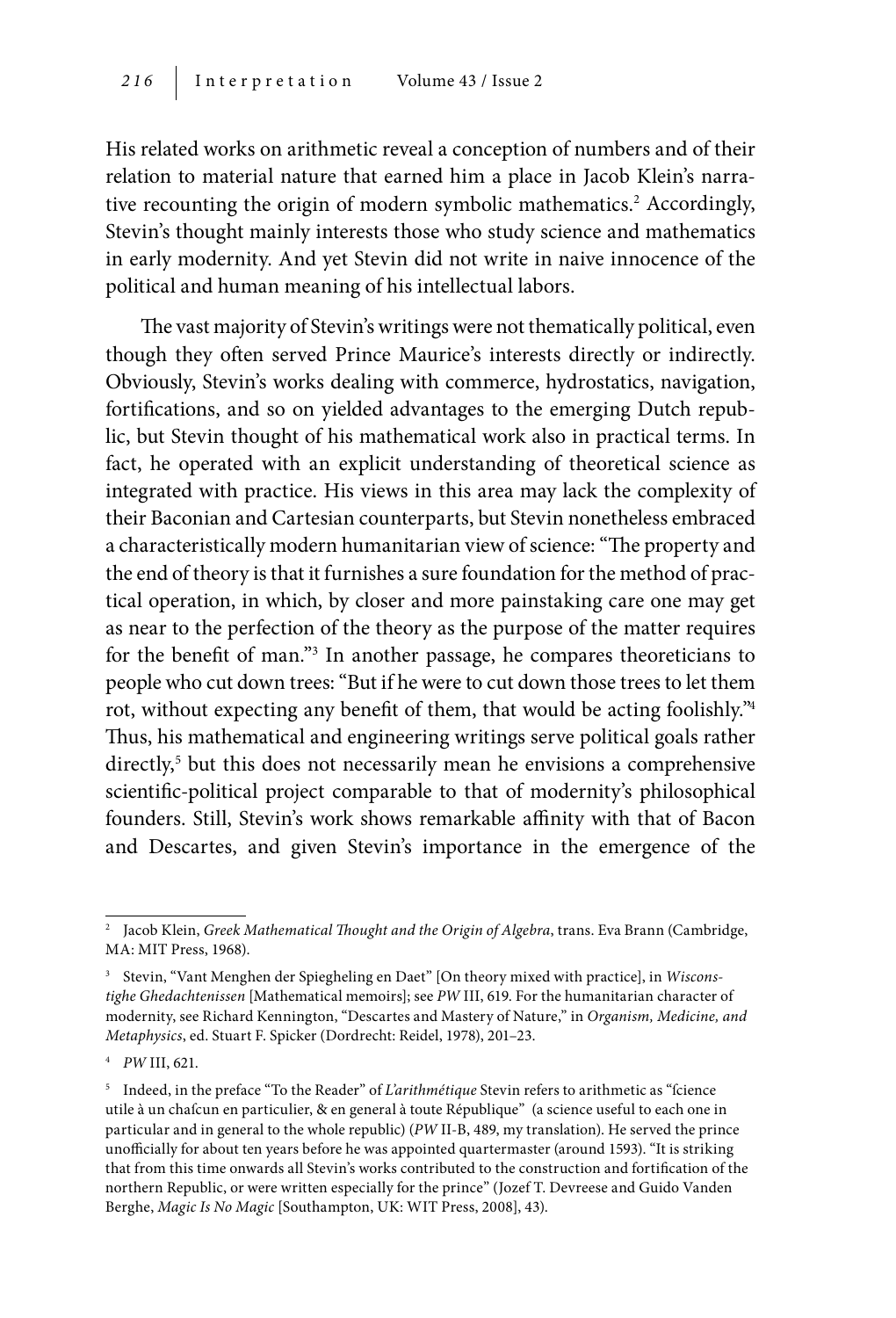His related works on arithmetic reveal a conception of numbers and of their relation to material nature that earned him a place in Jacob Klein's narrative recounting the origin of modern symbolic mathematics.[2] Accordingly, Stevin's thought mainly interests those who study science and mathematics in early modernity. And yet Stevin did not write in naive innocence of the political and human meaning of his intellectual labors.

The vast majority of Stevin's writings were not thematically political, even though they often served Prince Maurice's interests directly or indirectly. Obviously, Stevin's works dealing with commerce, hydrostatics, navigation, fortifications, and so on yielded advantages to the emerging Dutch republic, but Stevin thought of his mathematical work also in practical terms. In fact, he operated with an explicit understanding of theoretical science as integrated with practice. His views in this area may lack the complexity of their Baconian and Cartesian counterparts, but Stevin nonetheless embraced a characteristically modern humanitarian view of science: "The property and the end of theory is that it furnishes a sure foundation for the method of practical operation, in which, by closer and more painstaking care one may get as near to the perfection of the theory as the purpose of the matter requires for the benefit of man."[3] In another passage, he compares theoreticians to people who cut down trees: "But if he were to cut down those trees to let them rot, without expecting any benefit of them, that would be acting foolishly."[4] Thus, his mathematical and engineering writings serve political goals rather directly,[5] but this does not necessarily mean he envisions a comprehensive scientific-political project comparable to that of modernity's philosophical founders. Still, Stevin's work shows remarkable affinity with that of Bacon and Descartes, and given Stevin's importance in the emergence of the

---

[2] Jacob Klein, *Greek Mathematical Thought and the Origin of Algebra*, trans. Eva Brann (Cambridge, MA: MIT Press, 1968).

[3] Stevin, "Vant Menghen der Spiegheling en Daet" [On theory mixed with practice], in *Wisconstighe Ghedachtenissen* [Mathematical memoirs]; see *PW* III, 619. For the humanitarian character of modernity, see Richard Kennington, "Descartes and Mastery of Nature," in *Organism, Medicine, and Metaphysics*, ed. Stuart F. Spicker (Dordrecht: Reidel, 1978), 201–23.

[4] *PW* III, 621.

[5] Indeed, in the preface "To the Reader" of *L'arithmétique* Stevin refers to arithmetic as "ſcience utile à un chaſcun en particulier, & en general à toute République" (a science useful to each one in particular and in general to the whole republic) (*PW* II-B, 489, my translation). He served the prince unofficially for about ten years before he was appointed quartermaster (around 1593). "It is striking that from this time onwards all Stevin's works contributed to the construction and fortification of the northern Republic, or were written especially for the prince" (Jozef T. Devreese and Guido Vanden Berghe, *Magic Is No Magic* [Southampton, UK: WIT Press, 2008], 43).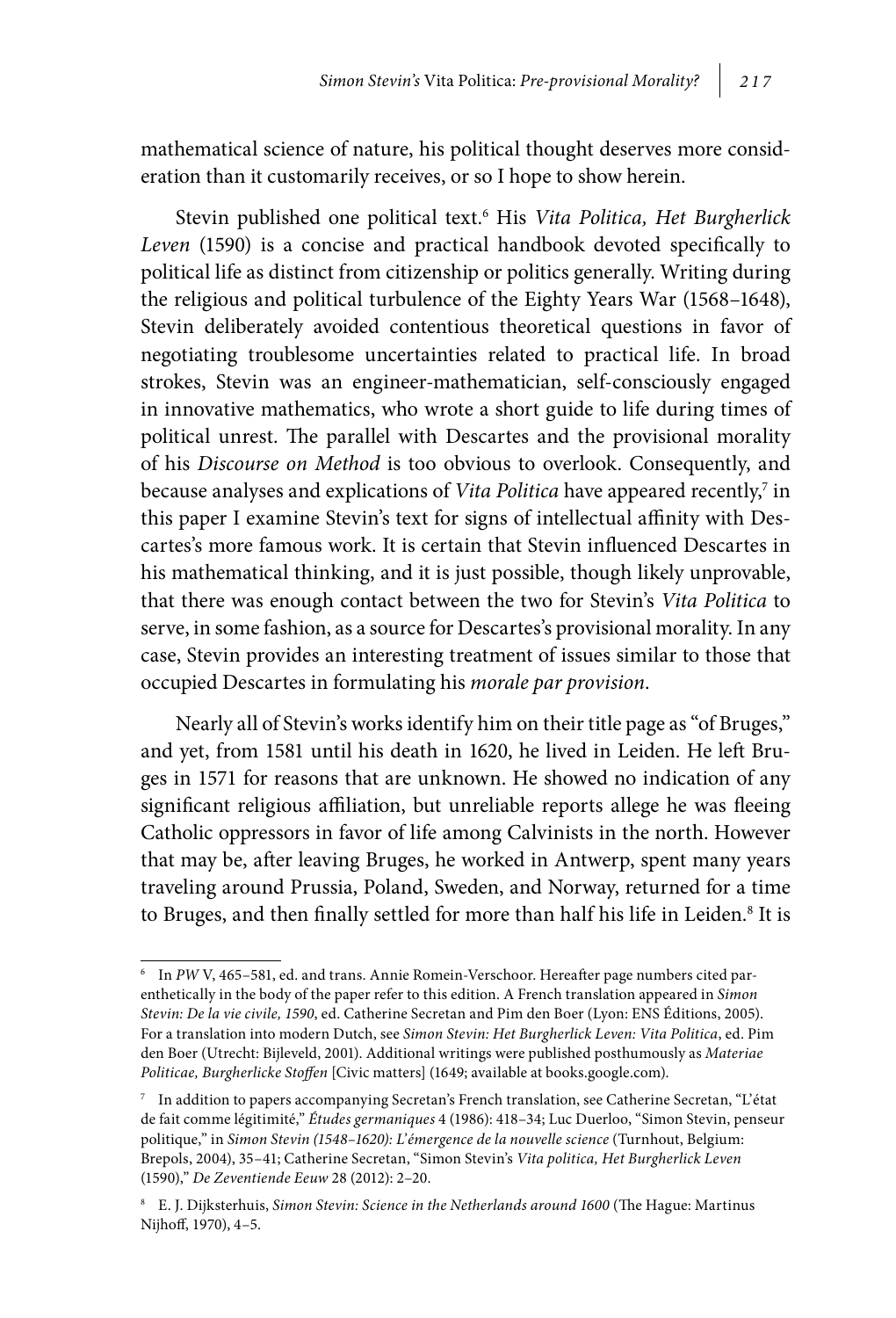mathematical science of nature, his political thought deserves more consideration than it customarily receives, or so I hope to show herein.

Stevin published one political text.[6] His *Vita Politica, Het Burgherlick Leven* (1590) is a concise and practical handbook devoted specifically to political life as distinct from citizenship or politics generally. Writing during the religious and political turbulence of the Eighty Years War (1568–1648), Stevin deliberately avoided contentious theoretical questions in favor of negotiating troublesome uncertainties related to practical life. In broad strokes, Stevin was an engineer-mathematician, self-consciously engaged in innovative mathematics, who wrote a short guide to life during times of political unrest. The parallel with Descartes and the provisional morality of his *Discourse on Method* is too obvious to overlook. Consequently, and because analyses and explications of *Vita Politica* have appeared recently,[7] in this paper I examine Stevin's text for signs of intellectual affinity with Descartes's more famous work. It is certain that Stevin influenced Descartes in his mathematical thinking, and it is just possible, though likely unprovable, that there was enough contact between the two for Stevin's *Vita Politica* to serve, in some fashion, as a source for Descartes's provisional morality. In any case, Stevin provides an interesting treatment of issues similar to those that occupied Descartes in formulating his *morale par provision*.

Nearly all of Stevin's works identify him on their title page as "of Bruges," and yet, from 1581 until his death in 1620, he lived in Leiden. He left Bruges in 1571 for reasons that are unknown. He showed no indication of any significant religious affiliation, but unreliable reports allege he was fleeing Catholic oppressors in favor of life among Calvinists in the north. However that may be, after leaving Bruges, he worked in Antwerp, spent many years traveling around Prussia, Poland, Sweden, and Norway, returned for a time to Bruges, and then finally settled for more than half his life in Leiden.[8] It is

---

[6] In *PW* V, 465–581, ed. and trans. Annie Romein-Verschoor. Hereafter page numbers cited parenthetically in the body of the paper refer to this edition. A French translation appeared in *Simon Stevin: De la vie civile, 1590*, ed. Catherine Secretan and Pim den Boer (Lyon: ENS Éditions, 2005). For a translation into modern Dutch, see *Simon Stevin: Het Burgherlick Leven: Vita Politica*, ed. Pim den Boer (Utrecht: Bijleveld, 2001). Additional writings were published posthumously as *Materiae Politicae, Burgherlicke Stoffen* [Civic matters] (1649; available at books.google.com).

[7] In addition to papers accompanying Secretan's French translation, see Catherine Secretan, "L'état de fait comme légitimité," *Études germaniques* 4 (1986): 418–34; Luc Duerloo, "Simon Stevin, penseur politique," in *Simon Stevin (1548–1620): L'émergence de la nouvelle science* (Turnhout, Belgium: Brepols, 2004), 35–41; Catherine Secretan, "Simon Stevin's *Vita politica, Het Burgherlick Leven* (1590)," *De Zeventiende Eeuw* 28 (2012): 2–20.

[8] E. J. Dijksterhuis, *Simon Stevin: Science in the Netherlands around 1600* (The Hague: Martinus Nijhoff, 1970), 4–5.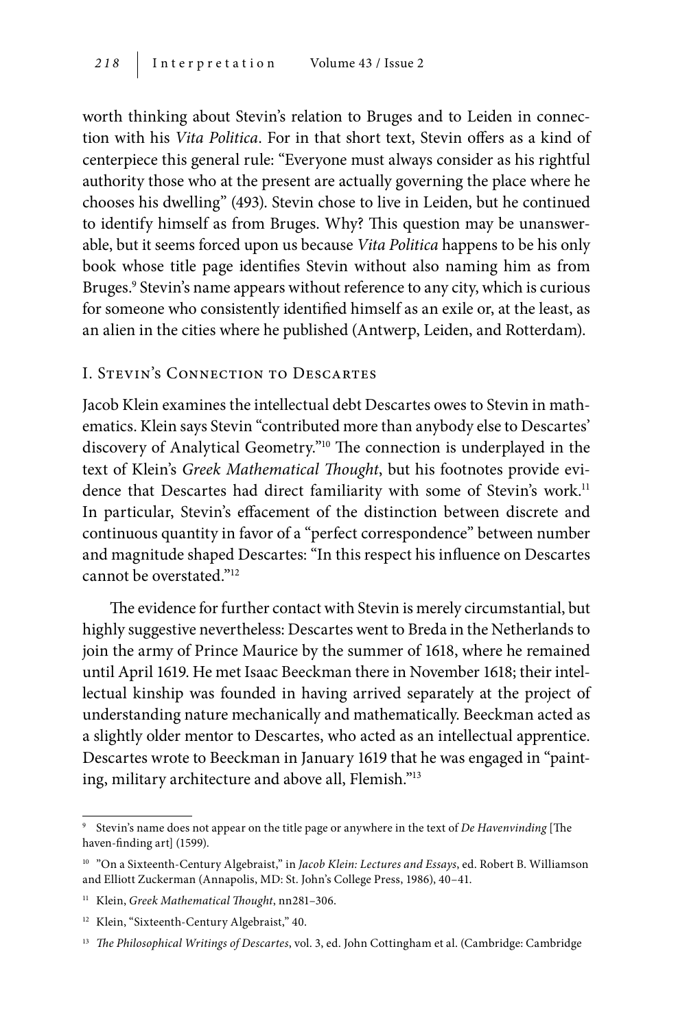worth thinking about Stevin's relation to Bruges and to Leiden in connection with his *Vita Politica*. For in that short text, Stevin offers as a kind of centerpiece this general rule: "Everyone must always consider as his rightful authority those who at the present are actually governing the place where he chooses his dwelling" (493). Stevin chose to live in Leiden, but he continued to identify himself as from Bruges. Why? This question may be unanswerable, but it seems forced upon us because *Vita Politica* happens to be his only book whose title page identifies Stevin without also naming him as from Bruges.[9] Stevin's name appears without reference to any city, which is curious for someone who consistently identified himself as an exile or, at the least, as an alien in the cities where he published (Antwerp, Leiden, and Rotterdam).

## I. Stevin's Connection to Descartes

Jacob Klein examines the intellectual debt Descartes owes to Stevin in mathematics. Klein says Stevin "contributed more than anybody else to Descartes' discovery of Analytical Geometry."[10] The connection is underplayed in the text of Klein's *Greek Mathematical Thought*, but his footnotes provide evidence that Descartes had direct familiarity with some of Stevin's work.[11] In particular, Stevin's effacement of the distinction between discrete and continuous quantity in favor of a "perfect correspondence" between number and magnitude shaped Descartes: "In this respect his influence on Descartes cannot be overstated."[12]

The evidence for further contact with Stevin is merely circumstantial, but highly suggestive nevertheless: Descartes went to Breda in the Netherlands to join the army of Prince Maurice by the summer of 1618, where he remained until April 1619. He met Isaac Beeckman there in November 1618; their intellectual kinship was founded in having arrived separately at the project of understanding nature mechanically and mathematically. Beeckman acted as a slightly older mentor to Descartes, who acted as an intellectual apprentice. Descartes wrote to Beeckman in January 1619 that he was engaged in "painting, military architecture and above all, Flemish."[13]

---

[9] Stevin's name does not appear on the title page or anywhere in the text of *De Havenvinding* [The haven-finding art] (1599).

[10] "On a Sixteenth-Century Algebraist," in *Jacob Klein: Lectures and Essays*, ed. Robert B. Williamson and Elliott Zuckerman (Annapolis, MD: St. John's College Press, 1986), 40–41.

[11] Klein, *Greek Mathematical Thought*, nn281–306.

[12] Klein, "Sixteenth-Century Algebraist," 40.

[13] *The Philosophical Writings of Descartes*, vol. 3, ed. John Cottingham et al. (Cambridge: Cambridge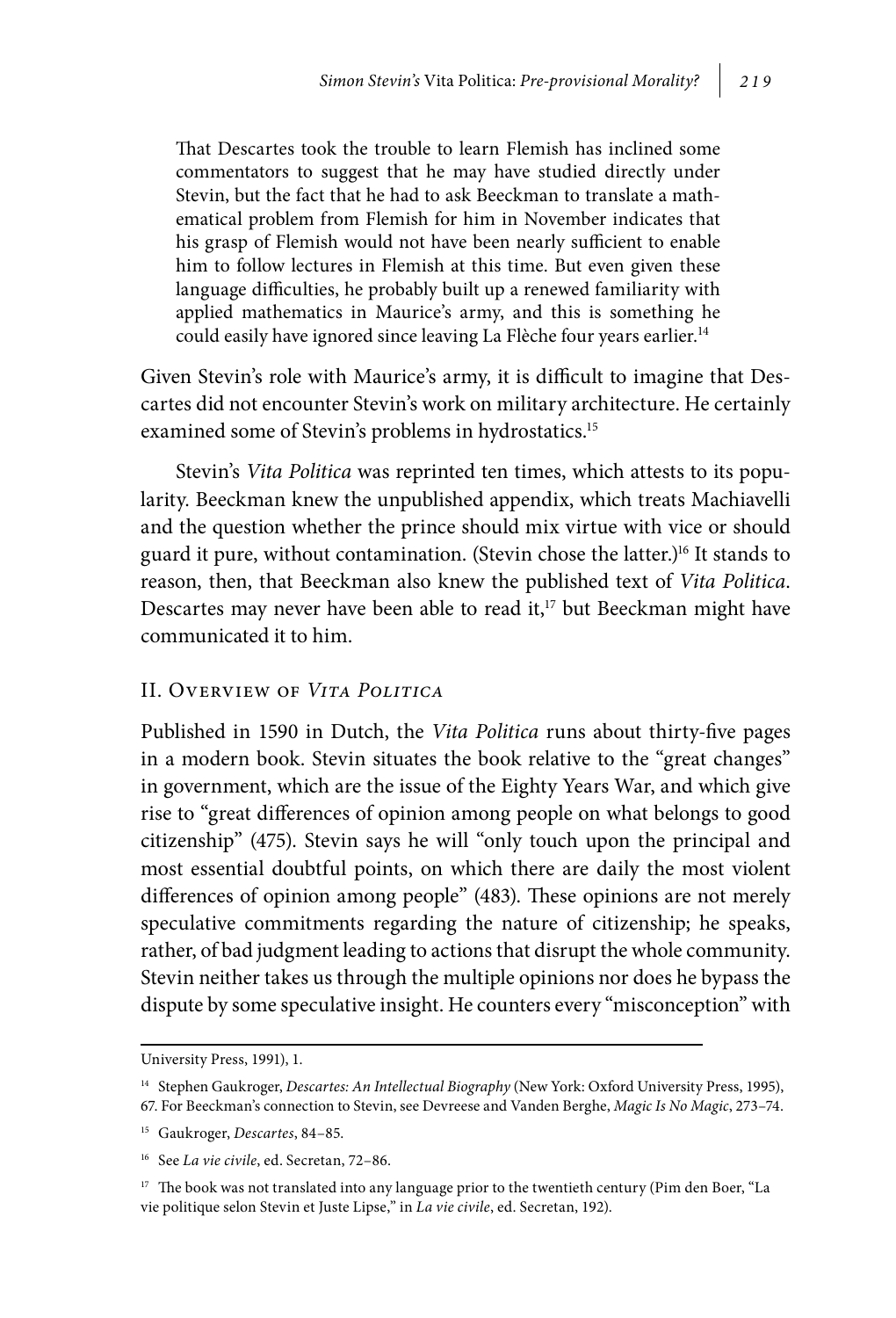> That Descartes took the trouble to learn Flemish has inclined some commentators to suggest that he may have studied directly under Stevin, but the fact that he had to ask Beeckman to translate a mathematical problem from Flemish for him in November indicates that his grasp of Flemish would not have been nearly sufficient to enable him to follow lectures in Flemish at this time. But even given these language difficulties, he probably built up a renewed familiarity with applied mathematics in Maurice's army, and this is something he could easily have ignored since leaving La Flèche four years earlier.[14]

Given Stevin's role with Maurice's army, it is difficult to imagine that Descartes did not encounter Stevin's work on military architecture. He certainly examined some of Stevin's problems in hydrostatics.[15]

Stevin's *Vita Politica* was reprinted ten times, which attests to its popularity. Beeckman knew the unpublished appendix, which treats Machiavelli and the question whether the prince should mix virtue with vice or should guard it pure, without contamination. (Stevin chose the latter.)[16] It stands to reason, then, that Beeckman also knew the published text of *Vita Politica*. Descartes may never have been able to read it,[17] but Beeckman might have communicated it to him.

## II. Overview of *Vita Politica*

Published in 1590 in Dutch, the *Vita Politica* runs about thirty-five pages in a modern book. Stevin situates the book relative to the "great changes" in government, which are the issue of the Eighty Years War, and which give rise to "great differences of opinion among people on what belongs to good citizenship" (475). Stevin says he will "only touch upon the principal and most essential doubtful points, on which there are daily the most violent differences of opinion among people" (483). These opinions are not merely speculative commitments regarding the nature of citizenship; he speaks, rather, of bad judgment leading to actions that disrupt the whole community. Stevin neither takes us through the multiple opinions nor does he bypass the dispute by some speculative insight. He counters every "misconception" with

---

University Press, 1991), 1.

[14] Stephen Gaukroger, *Descartes: An Intellectual Biography* (New York: Oxford University Press, 1995), 67. For Beeckman's connection to Stevin, see Devreese and Vanden Berghe, *Magic Is No Magic*, 273–74.

[15] Gaukroger, *Descartes*, 84–85.

[16] See *La vie civile*, ed. Secretan, 72–86.

[17] The book was not translated into any language prior to the twentieth century (Pim den Boer, "La vie politique selon Stevin et Juste Lipse," in *La vie civile*, ed. Secretan, 192).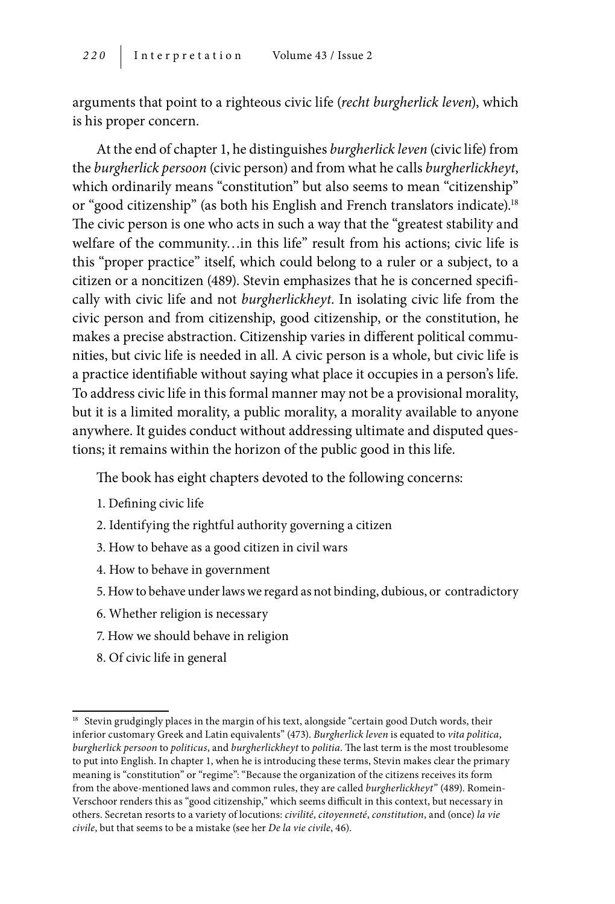arguments that point to a righteous civic life (*recht burgherlick leven*), which is his proper concern.

At the end of chapter 1, he distinguishes *burgherlick leven* (civic life) from the *burgherlick persoon* (civic person) and from what he calls *burgherlickheyt*, which ordinarily means "constitution" but also seems to mean "citizenship" or "good citizenship" (as both his English and French translators indicate).[18] The civic person is one who acts in such a way that the "greatest stability and welfare of the community…in this life" result from his actions; civic life is this "proper practice" itself, which could belong to a ruler or a subject, to a citizen or a noncitizen (489). Stevin emphasizes that he is concerned specifically with civic life and not *burgherlickheyt*. In isolating civic life from the civic person and from citizenship, good citizenship, or the constitution, he makes a precise abstraction. Citizenship varies in different political communities, but civic life is needed in all. A civic person is a whole, but civic life is a practice identifiable without saying what place it occupies in a person's life. To address civic life in this formal manner may not be a provisional morality, but it is a limited morality, a public morality, a morality available to anyone anywhere. It guides conduct without addressing ultimate and disputed questions; it remains within the horizon of the public good in this life.

The book has eight chapters devoted to the following concerns:

1. Defining civic life
2. Identifying the rightful authority governing a citizen
3. How to behave as a good citizen in civil wars
4. How to behave in government
5. How to behave under laws we regard as not binding, dubious, or contradictory
6. Whether religion is necessary
7. How we should behave in religion
8. Of civic life in general

---

[18] Stevin grudgingly places in the margin of his text, alongside "certain good Dutch words, their inferior customary Greek and Latin equivalents" (473). *Burgherlick leven* is equated to *vita politica*, *burgherlick persoon* to *politicus*, and *burgherlickheyt* to *politia*. The last term is the most troublesome to put into English. In chapter 1, when he is introducing these terms, Stevin makes clear the primary meaning is "constitution" or "regime": "Because the organization of the citizens receives its form from the above-mentioned laws and common rules, they are called *burgherlickheyt*" (489). Romein-Verschoor renders this as "good citizenship," which seems difficult in this context, but necessary in others. Secretan resorts to a variety of locutions: *civilité*, *citoyenneté*, *constitution*, and (once) *la vie civile*, but that seems to be a mistake (see her *De la vie civile*, 46).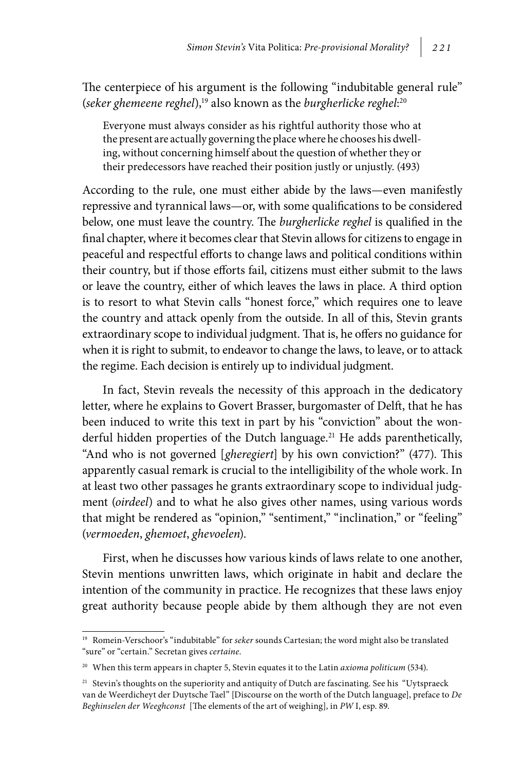The centerpiece of his argument is the following "indubitable general rule" (*seker ghemeene reghel*),[19] also known as the *burgherlicke reghel*:[20]

> Everyone must always consider as his rightful authority those who at the present are actually governing the place where he chooses his dwelling, without concerning himself about the question of whether they or their predecessors have reached their position justly or unjustly. (493)

According to the rule, one must either abide by the laws—even manifestly repressive and tyrannical laws—or, with some qualifications to be considered below, one must leave the country. The *burgherlicke reghel* is qualified in the final chapter, where it becomes clear that Stevin allows for citizens to engage in peaceful and respectful efforts to change laws and political conditions within their country, but if those efforts fail, citizens must either submit to the laws or leave the country, either of which leaves the laws in place. A third option is to resort to what Stevin calls "honest force," which requires one to leave the country and attack openly from the outside. In all of this, Stevin grants extraordinary scope to individual judgment. That is, he offers no guidance for when it is right to submit, to endeavor to change the laws, to leave, or to attack the regime. Each decision is entirely up to individual judgment.

In fact, Stevin reveals the necessity of this approach in the dedicatory letter, where he explains to Govert Brasser, burgomaster of Delft, that he has been induced to write this text in part by his "conviction" about the wonderful hidden properties of the Dutch language.[21] He adds parenthetically, "And who is not governed [*gheregiert*] by his own conviction?" (477). This apparently casual remark is crucial to the intelligibility of the whole work. In at least two other passages he grants extraordinary scope to individual judgment (*oirdeel*) and to what he also gives other names, using various words that might be rendered as "opinion," "sentiment," "inclination," or "feeling" (*vermoeden*, *ghemoet*, *ghevoelen*).

First, when he discusses how various kinds of laws relate to one another, Stevin mentions unwritten laws, which originate in habit and declare the intention of the community in practice. He recognizes that these laws enjoy great authority because people abide by them although they are not even

---

[19] Romein-Verschoor's "indubitable" for *seker* sounds Cartesian; the word might also be translated "sure" or "certain." Secretan gives *certaine*.

[20] When this term appears in chapter 5, Stevin equates it to the Latin *axioma politicum* (534).

[21] Stevin's thoughts on the superiority and antiquity of Dutch are fascinating. See his "Uytspraeck van de Weerdicheyt der Duytsche Tael" [Discourse on the worth of the Dutch language], preface to *De Beghinselen der Weeghconst* [The elements of the art of weighing], in *PW* I, esp. 89.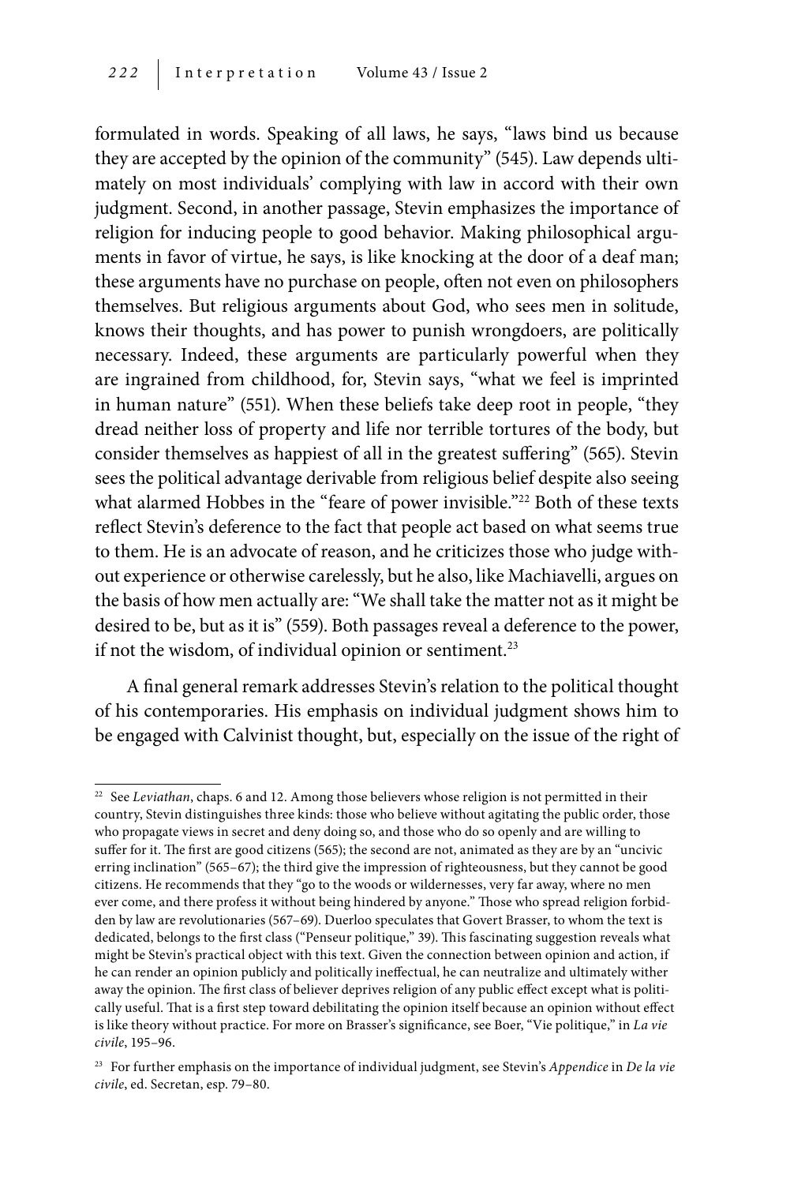formulated in words. Speaking of all laws, he says, "laws bind us because they are accepted by the opinion of the community" (545). Law depends ultimately on most individuals' complying with law in accord with their own judgment. Second, in another passage, Stevin emphasizes the importance of religion for inducing people to good behavior. Making philosophical arguments in favor of virtue, he says, is like knocking at the door of a deaf man; these arguments have no purchase on people, often not even on philosophers themselves. But religious arguments about God, who sees men in solitude, knows their thoughts, and has power to punish wrongdoers, are politically necessary. Indeed, these arguments are particularly powerful when they are ingrained from childhood, for, Stevin says, "what we feel is imprinted in human nature" (551). When these beliefs take deep root in people, "they dread neither loss of property and life nor terrible tortures of the body, but consider themselves as happiest of all in the greatest suffering" (565). Stevin sees the political advantage derivable from religious belief despite also seeing what alarmed Hobbes in the "feare of power invisible."[22] Both of these texts reflect Stevin's deference to the fact that people act based on what seems true to them. He is an advocate of reason, and he criticizes those who judge without experience or otherwise carelessly, but he also, like Machiavelli, argues on the basis of how men actually are: "We shall take the matter not as it might be desired to be, but as it is" (559). Both passages reveal a deference to the power, if not the wisdom, of individual opinion or sentiment.[23]

A final general remark addresses Stevin's relation to the political thought of his contemporaries. His emphasis on individual judgment shows him to be engaged with Calvinist thought, but, especially on the issue of the right of

---

[22] See *Leviathan*, chaps. 6 and 12. Among those believers whose religion is not permitted in their country, Stevin distinguishes three kinds: those who believe without agitating the public order, those who propagate views in secret and deny doing so, and those who do so openly and are willing to suffer for it. The first are good citizens (565); the second are not, animated as they are by an "uncivic erring inclination" (565–67); the third give the impression of righteousness, but they cannot be good citizens. He recommends that they "go to the woods or wildernesses, very far away, where no men ever come, and there profess it without being hindered by anyone." Those who spread religion forbidden by law are revolutionaries (567–69). Duerloo speculates that Govert Brasser, to whom the text is dedicated, belongs to the first class ("Penseur politique," 39). This fascinating suggestion reveals what might be Stevin's practical object with this text. Given the connection between opinion and action, if he can render an opinion publicly and politically ineffectual, he can neutralize and ultimately wither away the opinion. The first class of believer deprives religion of any public effect except what is politically useful. That is a first step toward debilitating the opinion itself because an opinion without effect is like theory without practice. For more on Brasser's significance, see Boer, "Vie politique," in *La vie civile*, 195–96.

[23] For further emphasis on the importance of individual judgment, see Stevin's *Appendice* in *De la vie civile*, ed. Secretan, esp. 79–80.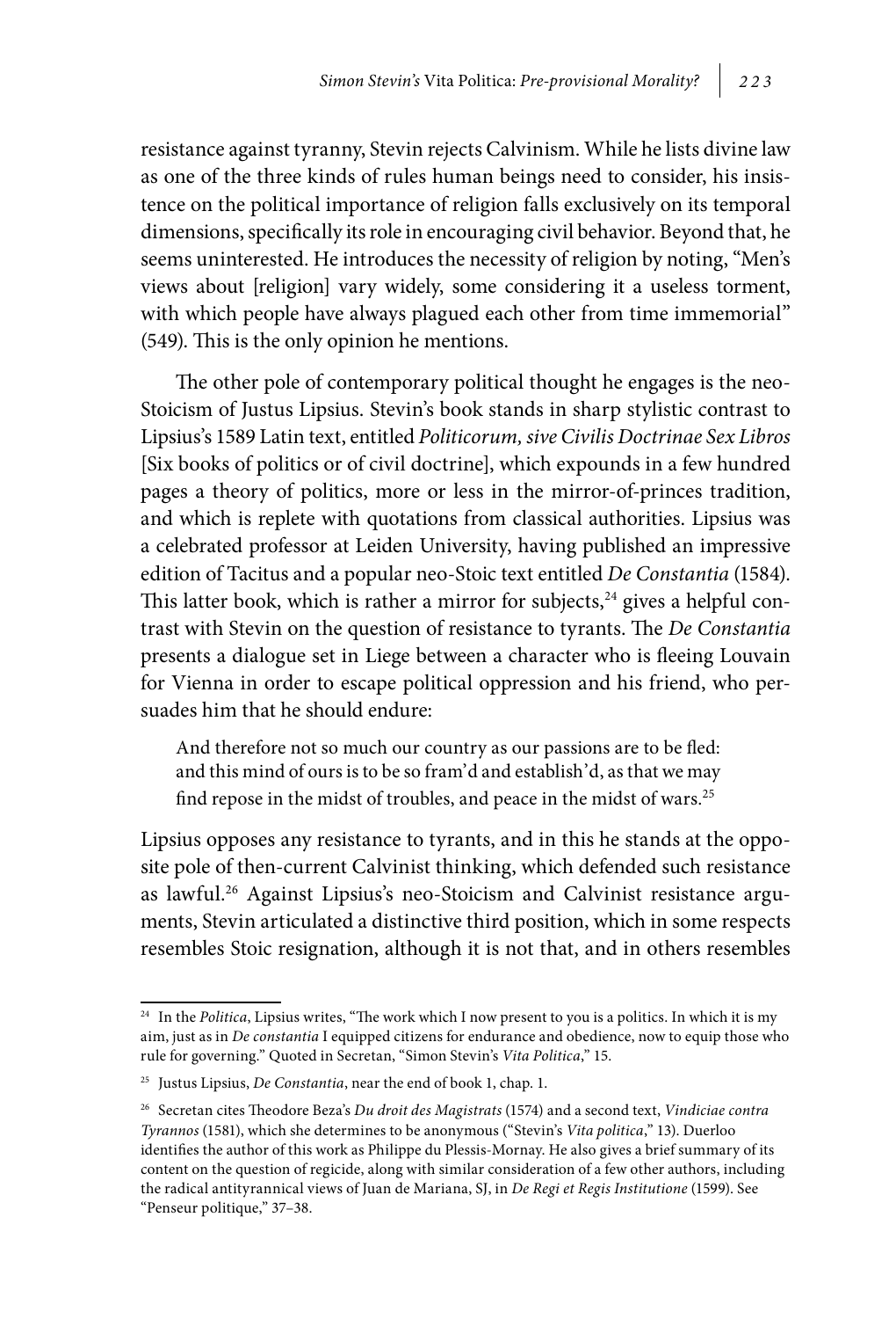resistance against tyranny, Stevin rejects Calvinism. While he lists divine law as one of the three kinds of rules human beings need to consider, his insistence on the political importance of religion falls exclusively on its temporal dimensions, specifically its role in encouraging civil behavior. Beyond that, he seems uninterested. He introduces the necessity of religion by noting, "Men's views about [religion] vary widely, some considering it a useless torment, with which people have always plagued each other from time immemorial" (549). This is the only opinion he mentions.

The other pole of contemporary political thought he engages is the neo-Stoicism of Justus Lipsius. Stevin's book stands in sharp stylistic contrast to Lipsius's 1589 Latin text, entitled *Politicorum, sive Civilis Doctrinae Sex Libros* [Six books of politics or of civil doctrine], which expounds in a few hundred pages a theory of politics, more or less in the mirror-of-princes tradition, and which is replete with quotations from classical authorities. Lipsius was a celebrated professor at Leiden University, having published an impressive edition of Tacitus and a popular neo-Stoic text entitled *De Constantia* (1584). This latter book, which is rather a mirror for subjects,[24] gives a helpful contrast with Stevin on the question of resistance to tyrants. The *De Constantia* presents a dialogue set in Liege between a character who is fleeing Louvain for Vienna in order to escape political oppression and his friend, who persuades him that he should endure:

> And therefore not so much our country as our passions are to be fled: and this mind of ours is to be so fram'd and establish'd, as that we may find repose in the midst of troubles, and peace in the midst of wars.[25]

Lipsius opposes any resistance to tyrants, and in this he stands at the opposite pole of then-current Calvinist thinking, which defended such resistance as lawful.[26] Against Lipsius's neo-Stoicism and Calvinist resistance arguments, Stevin articulated a distinctive third position, which in some respects resembles Stoic resignation, although it is not that, and in others resembles

---

[24] In the *Politica*, Lipsius writes, "The work which I now present to you is a politics. In which it is my aim, just as in *De constantia* I equipped citizens for endurance and obedience, now to equip those who rule for governing." Quoted in Secretan, "Simon Stevin's *Vita Politica*," 15.

[25] Justus Lipsius, *De Constantia*, near the end of book 1, chap. 1.

[26] Secretan cites Theodore Beza's *Du droit des Magistrats* (1574) and a second text, *Vindiciae contra Tyrannos* (1581), which she determines to be anonymous ("Stevin's *Vita politica*," 13). Duerloo identifies the author of this work as Philippe du Plessis-Mornay. He also gives a brief summary of its content on the question of regicide, along with similar consideration of a few other authors, including the radical antityrannical views of Juan de Mariana, SJ, in *De Regi et Regis Institutione* (1599). See "Penseur politique," 37–38.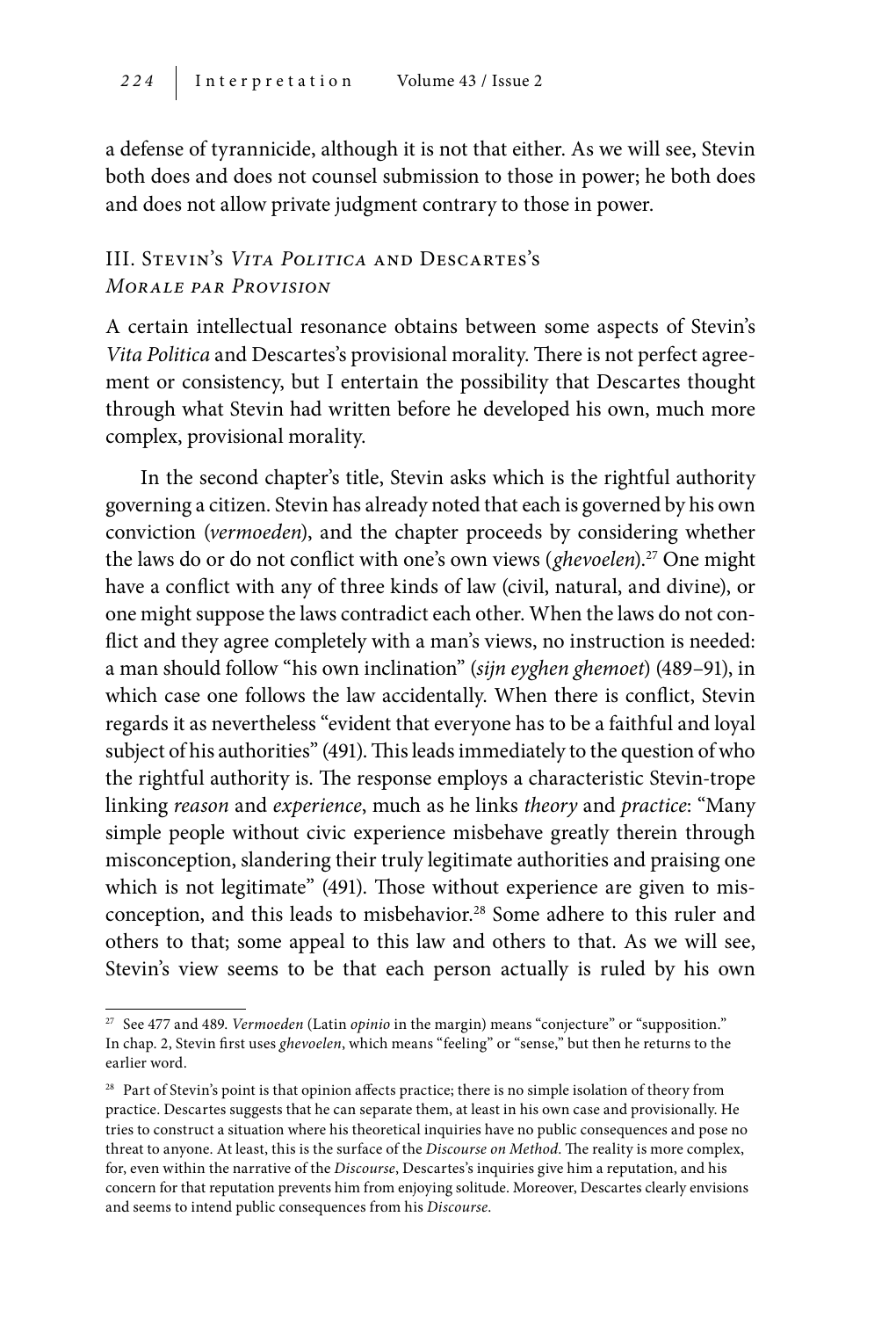a defense of tyrannicide, although it is not that either. As we will see, Stevin both does and does not counsel submission to those in power; he both does and does not allow private judgment contrary to those in power.

## III. Stevin's *Vita Politica* and Descartes's *Morale par Provision*

A certain intellectual resonance obtains between some aspects of Stevin's *Vita Politica* and Descartes's provisional morality. There is not perfect agreement or consistency, but I entertain the possibility that Descartes thought through what Stevin had written before he developed his own, much more complex, provisional morality.

In the second chapter's title, Stevin asks which is the rightful authority governing a citizen. Stevin has already noted that each is governed by his own conviction (*vermoeden*), and the chapter proceeds by considering whether the laws do or do not conflict with one's own views (*ghevoelen*).[27] One might have a conflict with any of three kinds of law (civil, natural, and divine), or one might suppose the laws contradict each other. When the laws do not conflict and they agree completely with a man's views, no instruction is needed: a man should follow "his own inclination" (*sijn eyghen ghemoet*) (489–91), in which case one follows the law accidentally. When there is conflict, Stevin regards it as nevertheless "evident that everyone has to be a faithful and loyal subject of his authorities" (491). This leads immediately to the question of who the rightful authority is. The response employs a characteristic Stevin-trope linking *reason* and *experience*, much as he links *theory* and *practice*: "Many simple people without civic experience misbehave greatly therein through misconception, slandering their truly legitimate authorities and praising one which is not legitimate" (491). Those without experience are given to misconception, and this leads to misbehavior.[28] Some adhere to this ruler and others to that; some appeal to this law and others to that. As we will see, Stevin's view seems to be that each person actually is ruled by his own

---

[27] See 477 and 489. *Vermoeden* (Latin *opinio* in the margin) means "conjecture" or "supposition." In chap. 2, Stevin first uses *ghevoelen*, which means "feeling" or "sense," but then he returns to the earlier word.

[28] Part of Stevin's point is that opinion affects practice; there is no simple isolation of theory from practice. Descartes suggests that he can separate them, at least in his own case and provisionally. He tries to construct a situation where his theoretical inquiries have no public consequences and pose no threat to anyone. At least, this is the surface of the *Discourse on Method*. The reality is more complex, for, even within the narrative of the *Discourse*, Descartes's inquiries give him a reputation, and his concern for that reputation prevents him from enjoying solitude. Moreover, Descartes clearly envisions and seems to intend public consequences from his *Discourse*.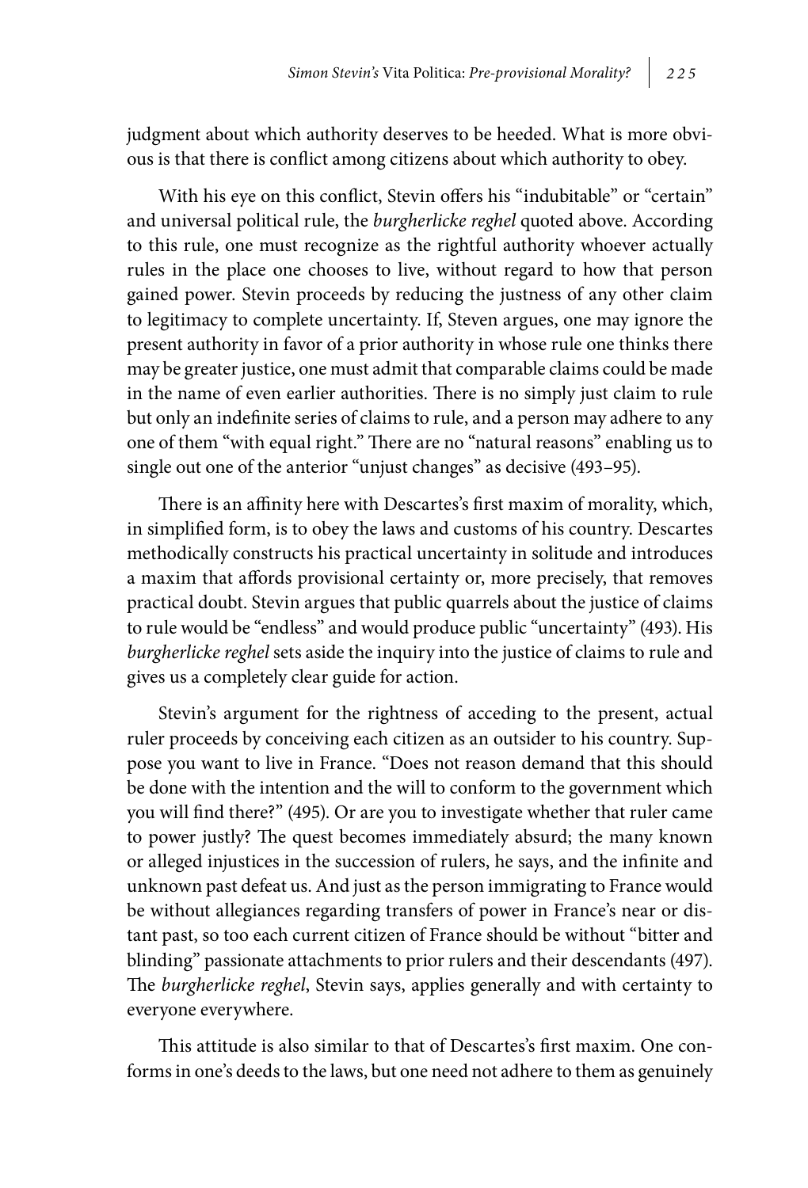judgment about which authority deserves to be heeded. What is more obvious is that there is conflict among citizens about which authority to obey.

With his eye on this conflict, Stevin offers his "indubitable" or "certain" and universal political rule, the *burgherlicke reghel* quoted above. According to this rule, one must recognize as the rightful authority whoever actually rules in the place one chooses to live, without regard to how that person gained power. Stevin proceeds by reducing the justness of any other claim to legitimacy to complete uncertainty. If, Steven argues, one may ignore the present authority in favor of a prior authority in whose rule one thinks there may be greater justice, one must admit that comparable claims could be made in the name of even earlier authorities. There is no simply just claim to rule but only an indefinite series of claims to rule, and a person may adhere to any one of them "with equal right." There are no "natural reasons" enabling us to single out one of the anterior "unjust changes" as decisive (493–95).

There is an affinity here with Descartes's first maxim of morality, which, in simplified form, is to obey the laws and customs of his country. Descartes methodically constructs his practical uncertainty in solitude and introduces a maxim that affords provisional certainty or, more precisely, that removes practical doubt. Stevin argues that public quarrels about the justice of claims to rule would be "endless" and would produce public "uncertainty" (493). His *burgherlicke reghel* sets aside the inquiry into the justice of claims to rule and gives us a completely clear guide for action.

Stevin's argument for the rightness of acceding to the present, actual ruler proceeds by conceiving each citizen as an outsider to his country. Suppose you want to live in France. "Does not reason demand that this should be done with the intention and the will to conform to the government which you will find there?" (495). Or are you to investigate whether that ruler came to power justly? The quest becomes immediately absurd; the many known or alleged injustices in the succession of rulers, he says, and the infinite and unknown past defeat us. And just as the person immigrating to France would be without allegiances regarding transfers of power in France's near or distant past, so too each current citizen of France should be without "bitter and blinding" passionate attachments to prior rulers and their descendants (497). The *burgherlicke reghel*, Stevin says, applies generally and with certainty to everyone everywhere.

This attitude is also similar to that of Descartes's first maxim. One conforms in one's deeds to the laws, but one need not adhere to them as genuinely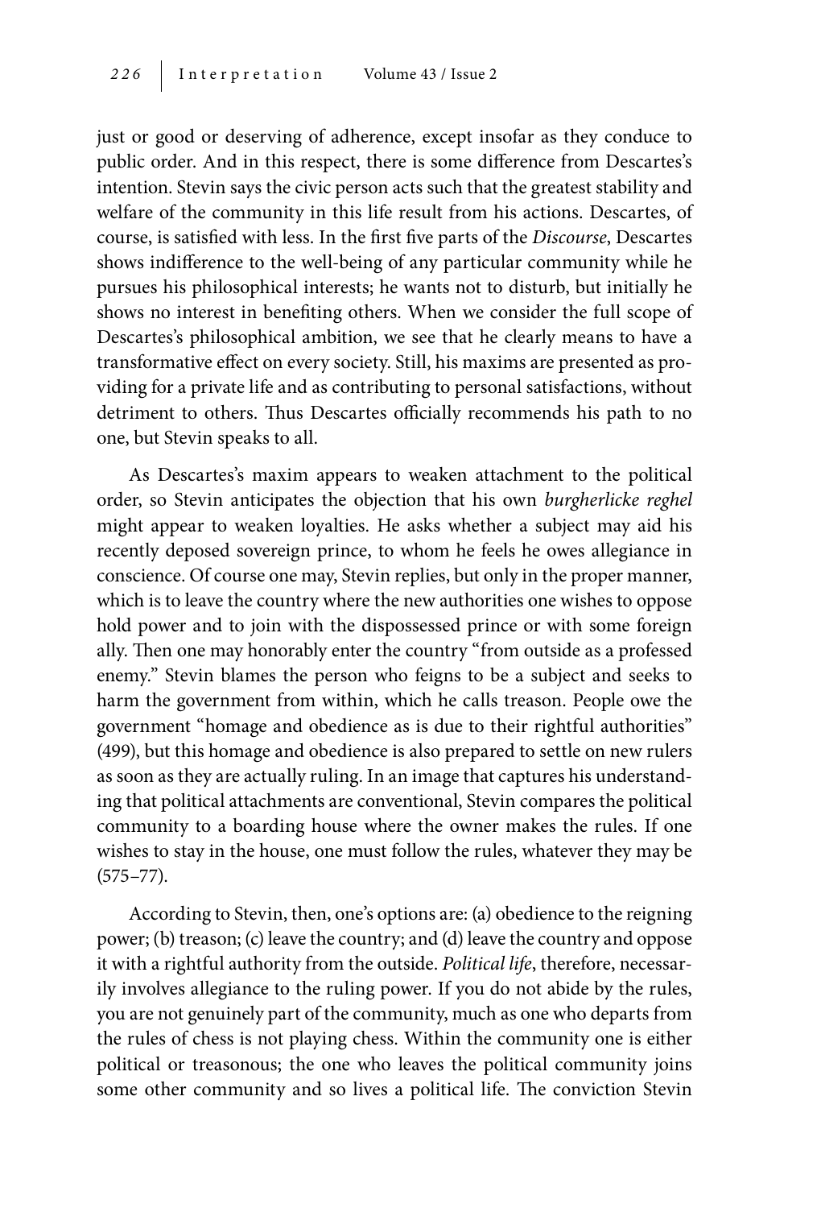just or good or deserving of adherence, except insofar as they conduce to public order. And in this respect, there is some difference from Descartes's intention. Stevin says the civic person acts such that the greatest stability and welfare of the community in this life result from his actions. Descartes, of course, is satisfied with less. In the first five parts of the *Discourse*, Descartes shows indifference to the well-being of any particular community while he pursues his philosophical interests; he wants not to disturb, but initially he shows no interest in benefiting others. When we consider the full scope of Descartes's philosophical ambition, we see that he clearly means to have a transformative effect on every society. Still, his maxims are presented as providing for a private life and as contributing to personal satisfactions, without detriment to others. Thus Descartes officially recommends his path to no one, but Stevin speaks to all.

As Descartes's maxim appears to weaken attachment to the political order, so Stevin anticipates the objection that his own *burgherlicke reghel* might appear to weaken loyalties. He asks whether a subject may aid his recently deposed sovereign prince, to whom he feels he owes allegiance in conscience. Of course one may, Stevin replies, but only in the proper manner, which is to leave the country where the new authorities one wishes to oppose hold power and to join with the dispossessed prince or with some foreign ally. Then one may honorably enter the country "from outside as a professed enemy." Stevin blames the person who feigns to be a subject and seeks to harm the government from within, which he calls treason. People owe the government "homage and obedience as is due to their rightful authorities" (499), but this homage and obedience is also prepared to settle on new rulers as soon as they are actually ruling. In an image that captures his understanding that political attachments are conventional, Stevin compares the political community to a boarding house where the owner makes the rules. If one wishes to stay in the house, one must follow the rules, whatever they may be (575–77).

According to Stevin, then, one's options are: (a) obedience to the reigning power; (b) treason; (c) leave the country; and (d) leave the country and oppose it with a rightful authority from the outside. *Political life*, therefore, necessarily involves allegiance to the ruling power. If you do not abide by the rules, you are not genuinely part of the community, much as one who departs from the rules of chess is not playing chess. Within the community one is either political or treasonous; the one who leaves the political community joins some other community and so lives a political life. The conviction Stevin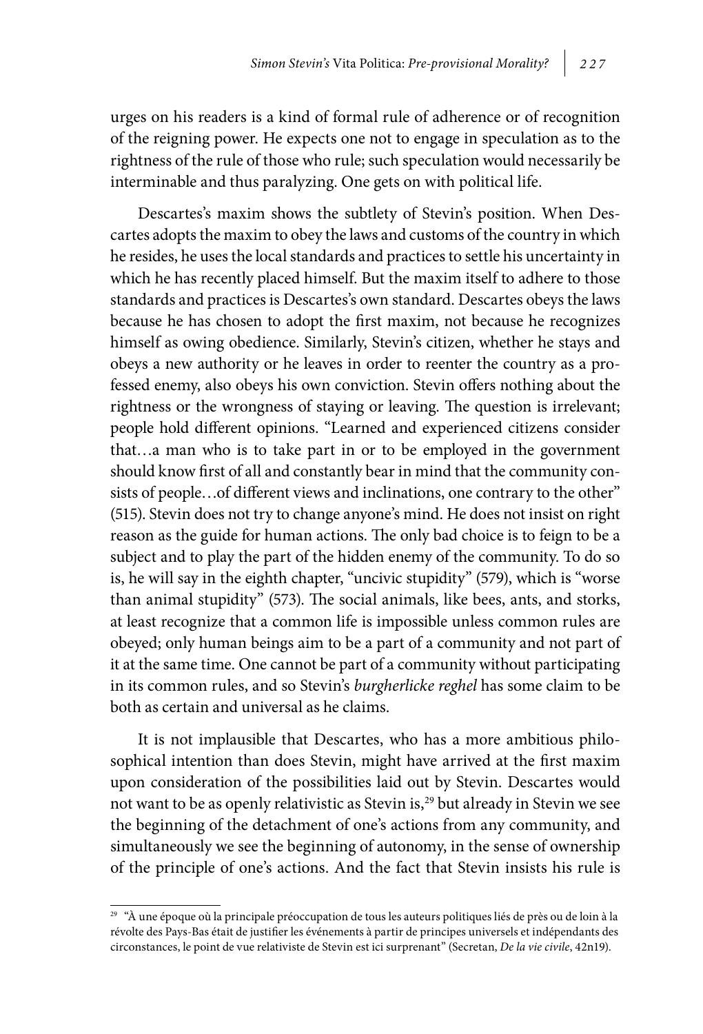urges on his readers is a kind of formal rule of adherence or of recognition of the reigning power. He expects one not to engage in speculation as to the rightness of the rule of those who rule; such speculation would necessarily be interminable and thus paralyzing. One gets on with political life.

Descartes's maxim shows the subtlety of Stevin's position. When Descartes adopts the maxim to obey the laws and customs of the country in which he resides, he uses the local standards and practices to settle his uncertainty in which he has recently placed himself. But the maxim itself to adhere to those standards and practices is Descartes's own standard. Descartes obeys the laws because he has chosen to adopt the first maxim, not because he recognizes himself as owing obedience. Similarly, Stevin's citizen, whether he stays and obeys a new authority or he leaves in order to reenter the country as a professed enemy, also obeys his own conviction. Stevin offers nothing about the rightness or the wrongness of staying or leaving. The question is irrelevant; people hold different opinions. "Learned and experienced citizens consider that…a man who is to take part in or to be employed in the government should know first of all and constantly bear in mind that the community consists of people…of different views and inclinations, one contrary to the other" (515). Stevin does not try to change anyone's mind. He does not insist on right reason as the guide for human actions. The only bad choice is to feign to be a subject and to play the part of the hidden enemy of the community. To do so is, he will say in the eighth chapter, "uncivic stupidity" (579), which is "worse than animal stupidity" (573). The social animals, like bees, ants, and storks, at least recognize that a common life is impossible unless common rules are obeyed; only human beings aim to be a part of a community and not part of it at the same time. One cannot be part of a community without participating in its common rules, and so Stevin's *burgherlicke reghel* has some claim to be both as certain and universal as he claims.

It is not implausible that Descartes, who has a more ambitious philosophical intention than does Stevin, might have arrived at the first maxim upon consideration of the possibilities laid out by Stevin. Descartes would not want to be as openly relativistic as Stevin is,[29] but already in Stevin we see the beginning of the detachment of one's actions from any community, and simultaneously we see the beginning of autonomy, in the sense of ownership of the principle of one's actions. And the fact that Stevin insists his rule is

---

[29] "À une époque où la principale préoccupation de tous les auteurs politiques liés de près ou de loin à la révolte des Pays-Bas était de justifier les événements à partir de principes universels et indépendants des circonstances, le point de vue relativiste de Stevin est ici surprenant" (Secretan, *De la vie civile*, 42n19).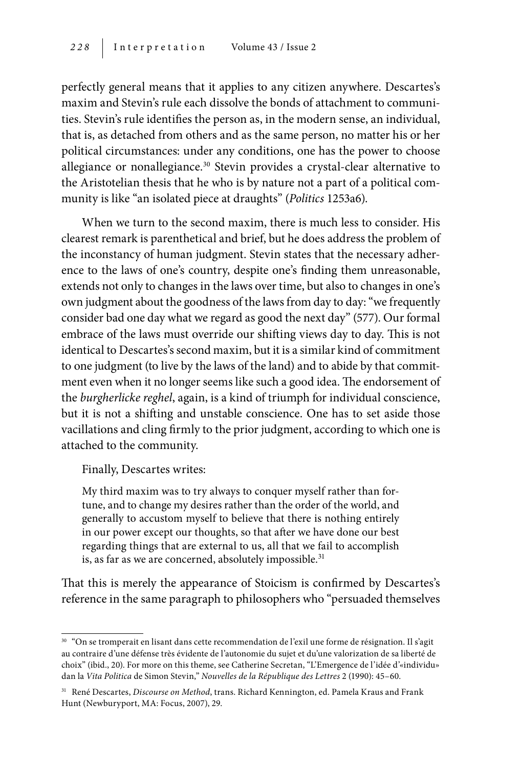perfectly general means that it applies to any citizen anywhere. Descartes's maxim and Stevin's rule each dissolve the bonds of attachment to communities. Stevin's rule identifies the person as, in the modern sense, an individual, that is, as detached from others and as the same person, no matter his or her political circumstances: under any conditions, one has the power to choose allegiance or nonallegiance.[30] Stevin provides a crystal-clear alternative to the Aristotelian thesis that he who is by nature not a part of a political community is like "an isolated piece at draughts" (*Politics* 1253a6).

When we turn to the second maxim, there is much less to consider. His clearest remark is parenthetical and brief, but he does address the problem of the inconstancy of human judgment. Stevin states that the necessary adherence to the laws of one's country, despite one's finding them unreasonable, extends not only to changes in the laws over time, but also to changes in one's own judgment about the goodness of the laws from day to day: "we frequently consider bad one day what we regard as good the next day" (577). Our formal embrace of the laws must override our shifting views day to day. This is not identical to Descartes's second maxim, but it is a similar kind of commitment to one judgment (to live by the laws of the land) and to abide by that commitment even when it no longer seems like such a good idea. The endorsement of the *burgherlicke reghel*, again, is a kind of triumph for individual conscience, but it is not a shifting and unstable conscience. One has to set aside those vacillations and cling firmly to the prior judgment, according to which one is attached to the community.

Finally, Descartes writes:

> My third maxim was to try always to conquer myself rather than fortune, and to change my desires rather than the order of the world, and generally to accustom myself to believe that there is nothing entirely in our power except our thoughts, so that after we have done our best regarding things that are external to us, all that we fail to accomplish is, as far as we are concerned, absolutely impossible.[31]

That this is merely the appearance of Stoicism is confirmed by Descartes's reference in the same paragraph to philosophers who "persuaded themselves

---

[30] "On se tromperait en lisant dans cette recommendation de l'exil une forme de résignation. Il s'agit au contraire d'une défense très évidente de l'autonomie du sujet et d'une valorization de sa liberté de choix" (ibid., 20). For more on this theme, see Catherine Secretan, "L'Emergence de l'idée d'«individu» dan la *Vita Politica* de Simon Stevin," *Nouvelles de la République des Lettres* 2 (1990): 45–60.

[31] René Descartes, *Discourse on Method*, trans. Richard Kennington, ed. Pamela Kraus and Frank Hunt (Newburyport, MA: Focus, 2007), 29.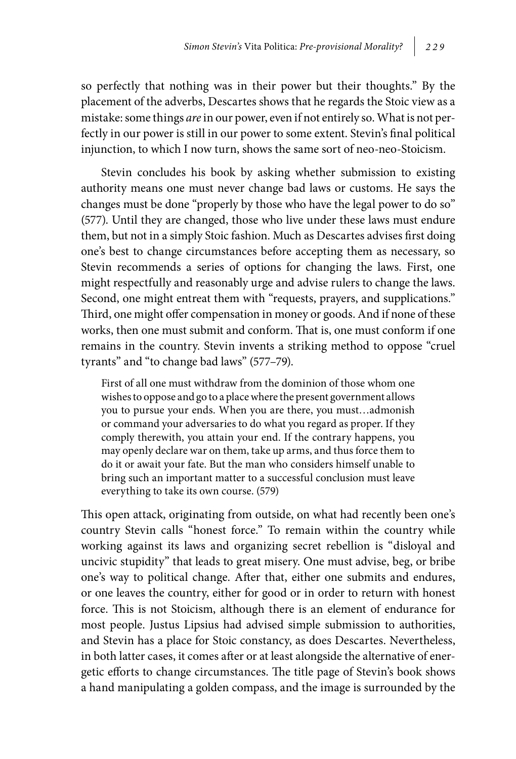so perfectly that nothing was in their power but their thoughts." By the placement of the adverbs, Descartes shows that he regards the Stoic view as a mistake: some things *are* in our power, even if not entirely so. What is not perfectly in our power is still in our power to some extent. Stevin's final political injunction, to which I now turn, shows the same sort of neo-neo-Stoicism.

Stevin concludes his book by asking whether submission to existing authority means one must never change bad laws or customs. He says the changes must be done "properly by those who have the legal power to do so" (577). Until they are changed, those who live under these laws must endure them, but not in a simply Stoic fashion. Much as Descartes advises first doing one's best to change circumstances before accepting them as necessary, so Stevin recommends a series of options for changing the laws. First, one might respectfully and reasonably urge and advise rulers to change the laws. Second, one might entreat them with "requests, prayers, and supplications." Third, one might offer compensation in money or goods. And if none of these works, then one must submit and conform. That is, one must conform if one remains in the country. Stevin invents a striking method to oppose "cruel tyrants" and "to change bad laws" (577–79).

> First of all one must withdraw from the dominion of those whom one wishes to oppose and go to a place where the present government allows you to pursue your ends. When you are there, you must…admonish or command your adversaries to do what you regard as proper. If they comply therewith, you attain your end. If the contrary happens, you may openly declare war on them, take up arms, and thus force them to do it or await your fate. But the man who considers himself unable to bring such an important matter to a successful conclusion must leave everything to take its own course. (579)

This open attack, originating from outside, on what had recently been one's country Stevin calls "honest force." To remain within the country while working against its laws and organizing secret rebellion is "disloyal and uncivic stupidity" that leads to great misery. One must advise, beg, or bribe one's way to political change. After that, either one submits and endures, or one leaves the country, either for good or in order to return with honest force. This is not Stoicism, although there is an element of endurance for most people. Justus Lipsius had advised simple submission to authorities, and Stevin has a place for Stoic constancy, as does Descartes. Nevertheless, in both latter cases, it comes after or at least alongside the alternative of energetic efforts to change circumstances. The title page of Stevin's book shows a hand manipulating a golden compass, and the image is surrounded by the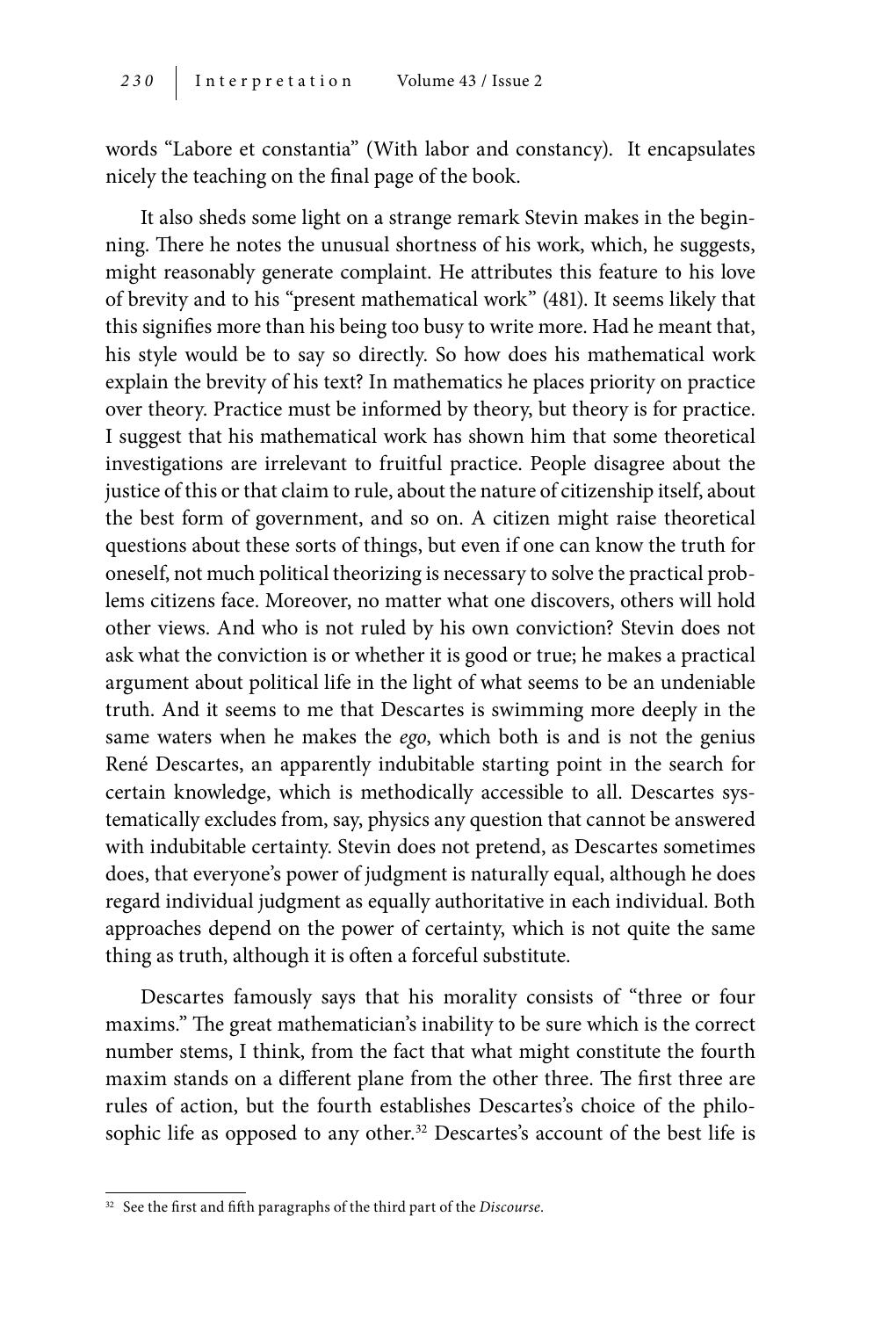words "Labore et constantia" (With labor and constancy). It encapsulates nicely the teaching on the final page of the book.

It also sheds some light on a strange remark Stevin makes in the beginning. There he notes the unusual shortness of his work, which, he suggests, might reasonably generate complaint. He attributes this feature to his love of brevity and to his "present mathematical work" (481). It seems likely that this signifies more than his being too busy to write more. Had he meant that, his style would be to say so directly. So how does his mathematical work explain the brevity of his text? In mathematics he places priority on practice over theory. Practice must be informed by theory, but theory is for practice. I suggest that his mathematical work has shown him that some theoretical investigations are irrelevant to fruitful practice. People disagree about the justice of this or that claim to rule, about the nature of citizenship itself, about the best form of government, and so on. A citizen might raise theoretical questions about these sorts of things, but even if one can know the truth for oneself, not much political theorizing is necessary to solve the practical problems citizens face. Moreover, no matter what one discovers, others will hold other views. And who is not ruled by his own conviction? Stevin does not ask what the conviction is or whether it is good or true; he makes a practical argument about political life in the light of what seems to be an undeniable truth. And it seems to me that Descartes is swimming more deeply in the same waters when he makes the *ego*, which both is and is not the genius René Descartes, an apparently indubitable starting point in the search for certain knowledge, which is methodically accessible to all. Descartes systematically excludes from, say, physics any question that cannot be answered with indubitable certainty. Stevin does not pretend, as Descartes sometimes does, that everyone's power of judgment is naturally equal, although he does regard individual judgment as equally authoritative in each individual. Both approaches depend on the power of certainty, which is not quite the same thing as truth, although it is often a forceful substitute.

Descartes famously says that his morality consists of "three or four maxims." The great mathematician's inability to be sure which is the correct number stems, I think, from the fact that what might constitute the fourth maxim stands on a different plane from the other three. The first three are rules of action, but the fourth establishes Descartes's choice of the philosophic life as opposed to any other.[32] Descartes's account of the best life is

---

[32] See the first and fifth paragraphs of the third part of the *Discourse*.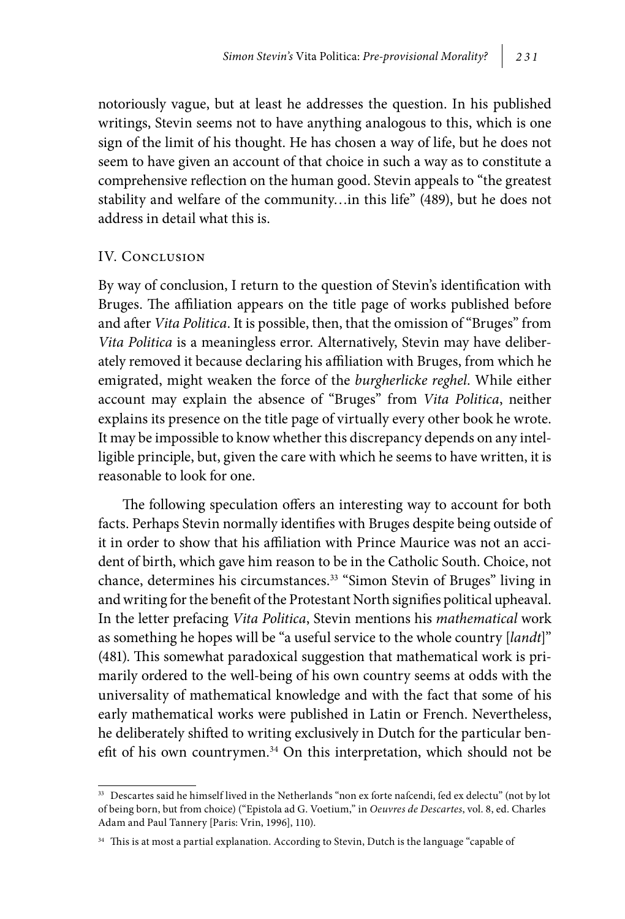notoriously vague, but at least he addresses the question. In his published writings, Stevin seems not to have anything analogous to this, which is one sign of the limit of his thought. He has chosen a way of life, but he does not seem to have given an account of that choice in such a way as to constitute a comprehensive reflection on the human good. Stevin appeals to "the greatest stability and welfare of the community…in this life" (489), but he does not address in detail what this is.

## IV. Conclusion

By way of conclusion, I return to the question of Stevin's identification with Bruges. The affiliation appears on the title page of works published before and after *Vita Politica*. It is possible, then, that the omission of "Bruges" from *Vita Politica* is a meaningless error. Alternatively, Stevin may have deliberately removed it because declaring his affiliation with Bruges, from which he emigrated, might weaken the force of the *burgherlicke reghel*. While either account may explain the absence of "Bruges" from *Vita Politica*, neither explains its presence on the title page of virtually every other book he wrote. It may be impossible to know whether this discrepancy depends on any intelligible principle, but, given the care with which he seems to have written, it is reasonable to look for one.

The following speculation offers an interesting way to account for both facts. Perhaps Stevin normally identifies with Bruges despite being outside of it in order to show that his affiliation with Prince Maurice was not an accident of birth, which gave him reason to be in the Catholic South. Choice, not chance, determines his circumstances.[33] "Simon Stevin of Bruges" living in and writing for the benefit of the Protestant North signifies political upheaval. In the letter prefacing *Vita Politica*, Stevin mentions his *mathematical* work as something he hopes will be "a useful service to the whole country [*landt*]" (481). This somewhat paradoxical suggestion that mathematical work is primarily ordered to the well-being of his own country seems at odds with the universality of mathematical knowledge and with the fact that some of his early mathematical works were published in Latin or French. Nevertheless, he deliberately shifted to writing exclusively in Dutch for the particular benefit of his own countrymen.[34] On this interpretation, which should not be

---

[33] Descartes said he himself lived in the Netherlands "non ex forte nafcendi, fed ex delectu" (not by lot of being born, but from choice) ("Epistola ad G. Voetium," in *Oeuvres de Descartes*, vol. 8, ed. Charles Adam and Paul Tannery [Paris: Vrin, 1996], 110).

[34] This is at most a partial explanation. According to Stevin, Dutch is the language "capable of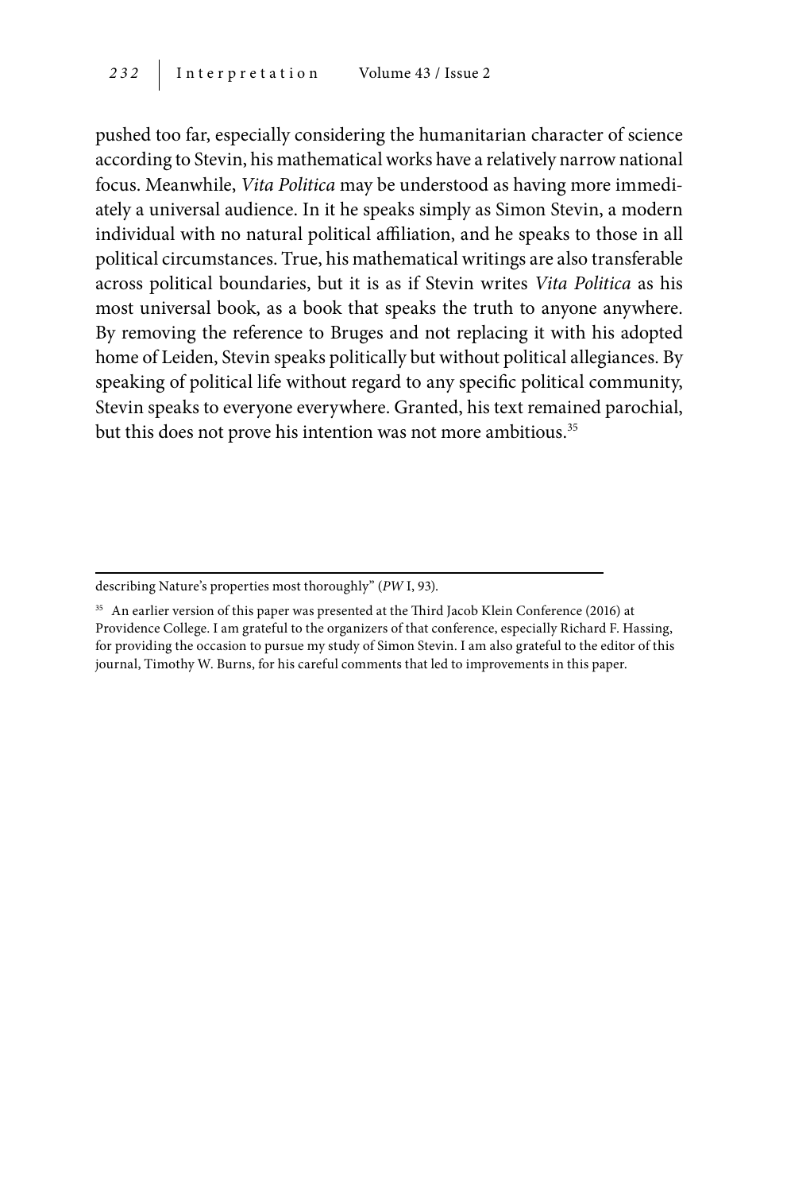pushed too far, especially considering the humanitarian character of science according to Stevin, his mathematical works have a relatively narrow national focus. Meanwhile, *Vita Politica* may be understood as having more immediately a universal audience. In it he speaks simply as Simon Stevin, a modern individual with no natural political affiliation, and he speaks to those in all political circumstances. True, his mathematical writings are also transferable across political boundaries, but it is as if Stevin writes *Vita Politica* as his most universal book, as a book that speaks the truth to anyone anywhere. By removing the reference to Bruges and not replacing it with his adopted home of Leiden, Stevin speaks politically but without political allegiances. By speaking of political life without regard to any specific political community, Stevin speaks to everyone everywhere. Granted, his text remained parochial, but this does not prove his intention was not more ambitious.[35]

---

describing Nature's properties most thoroughly" (*PW* I, 93).

[35] An earlier version of this paper was presented at the Third Jacob Klein Conference (2016) at Providence College. I am grateful to the organizers of that conference, especially Richard F. Hassing, for providing the occasion to pursue my study of Simon Stevin. I am also grateful to the editor of this journal, Timothy W. Burns, for his careful comments that led to improvements in this paper.